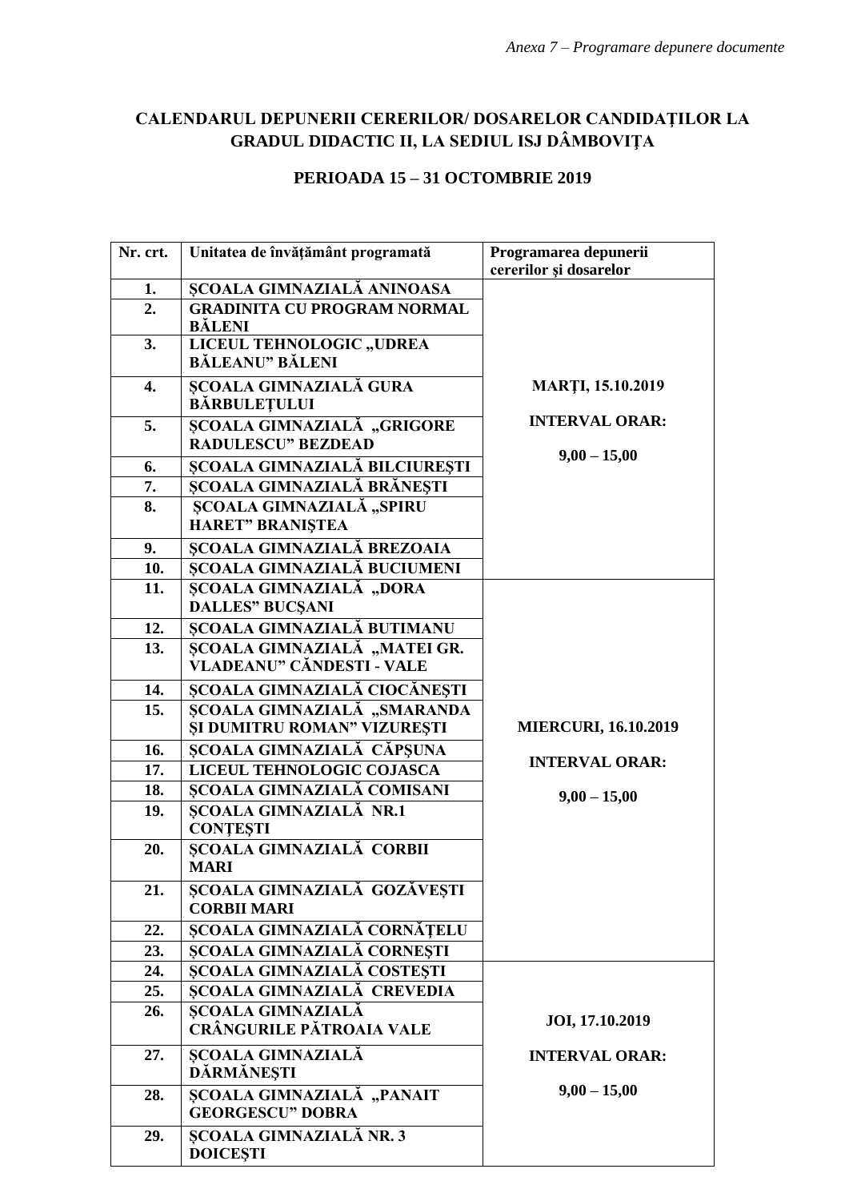*Anexa 7 – Programare depunere documente*

## CALENDARUL DEPUNERII CERERILOR/ DOSARELOR CANDIDAŢILOR LA GRADUL DIDACTIC II, LA SEDIUL ISJ DÂMBOVIŢA

### PERIOADA 15 – 31 OCTOMBRIE 2019

| Nr. crt. | Unitatea de învățământ programată | Programarea depunerii cererilor şi dosarelor |
|---|---|---|
| 1. | ȘCOALA GIMNAZIALĂ ANINOASA | MARŢI, 15.10.2019<br>INTERVAL ORAR:<br>9,00 – 15,00 |
| 2. | GRADINITA CU PROGRAM NORMAL BĂLENI | |
| 3. | LICEUL TEHNOLOGIC „UDREA BĂLEANU" BĂLENI | |
| 4. | ȘCOALA GIMNAZIALĂ GURA BĂRBULEŢULUI | |
| 5. | ȘCOALA GIMNAZIALĂ „GRIGORE RADULESCU" BEZDEAD | |
| 6. | ȘCOALA GIMNAZIALĂ BILCIUREȘTI | |
| 7. | ȘCOALA GIMNAZIALĂ BRĂNEȘTI | |
| 8. | ȘCOALA GIMNAZIALĂ „SPIRU HARET" BRANIȘTEA | |
| 9. | ȘCOALA GIMNAZIALĂ BREZOAIA | |
| 10. | ȘCOALA GIMNAZIALĂ BUCIUMENI | |
| 11. | ȘCOALA GIMNAZIALĂ „DORA DALLES" BUCȘANI | MIERCURI, 16.10.2019<br>INTERVAL ORAR:<br>9,00 – 15,00 |
| 12. | ȘCOALA GIMNAZIALĂ BUTIMANU | |
| 13. | ȘCOALA GIMNAZIALĂ „MATEI GR. VLADEANU" CĂNDESTI - VALE | |
| 14. | ȘCOALA GIMNAZIALĂ CIOCĂNEȘTI | |
| 15. | ȘCOALA GIMNAZIALĂ „SMARANDA ȘI DUMITRU ROMAN" VIZUREȘTI | |
| 16. | ȘCOALA GIMNAZIALĂ CĂPȘUNA | |
| 17. | LICEUL TEHNOLOGIC COJASCA | |
| 18. | ȘCOALA GIMNAZIALĂ COMISANI | |
| 19. | ȘCOALA GIMNAZIALĂ NR.1 CONȚEȘTI | |
| 20. | ȘCOALA GIMNAZIALĂ CORBII MARI | |
| 21. | ȘCOALA GIMNAZIALĂ GOZĂVEȘTI CORBII MARI | |
| 22. | ȘCOALA GIMNAZIALĂ CORNĂȚELU | |
| 23. | ȘCOALA GIMNAZIALĂ CORNEȘTI | |
| 24. | ȘCOALA GIMNAZIALĂ COSTEȘTI | JOI, 17.10.2019<br>INTERVAL ORAR:<br>9,00 – 15,00 |
| 25. | ȘCOALA GIMNAZIALĂ CREVEDIA | |
| 26. | ȘCOALA GIMNAZIALĂ CRÂNGURILE PĂTROAIA VALE | |
| 27. | ȘCOALA GIMNAZIALĂ DĂRMĂNEȘTI | |
| 28. | ȘCOALA GIMNAZIALĂ „PANAIT GEORGESCU" DOBRA | |
| 29. | ȘCOALA GIMNAZIALĂ NR. 3 DOICEȘTI | |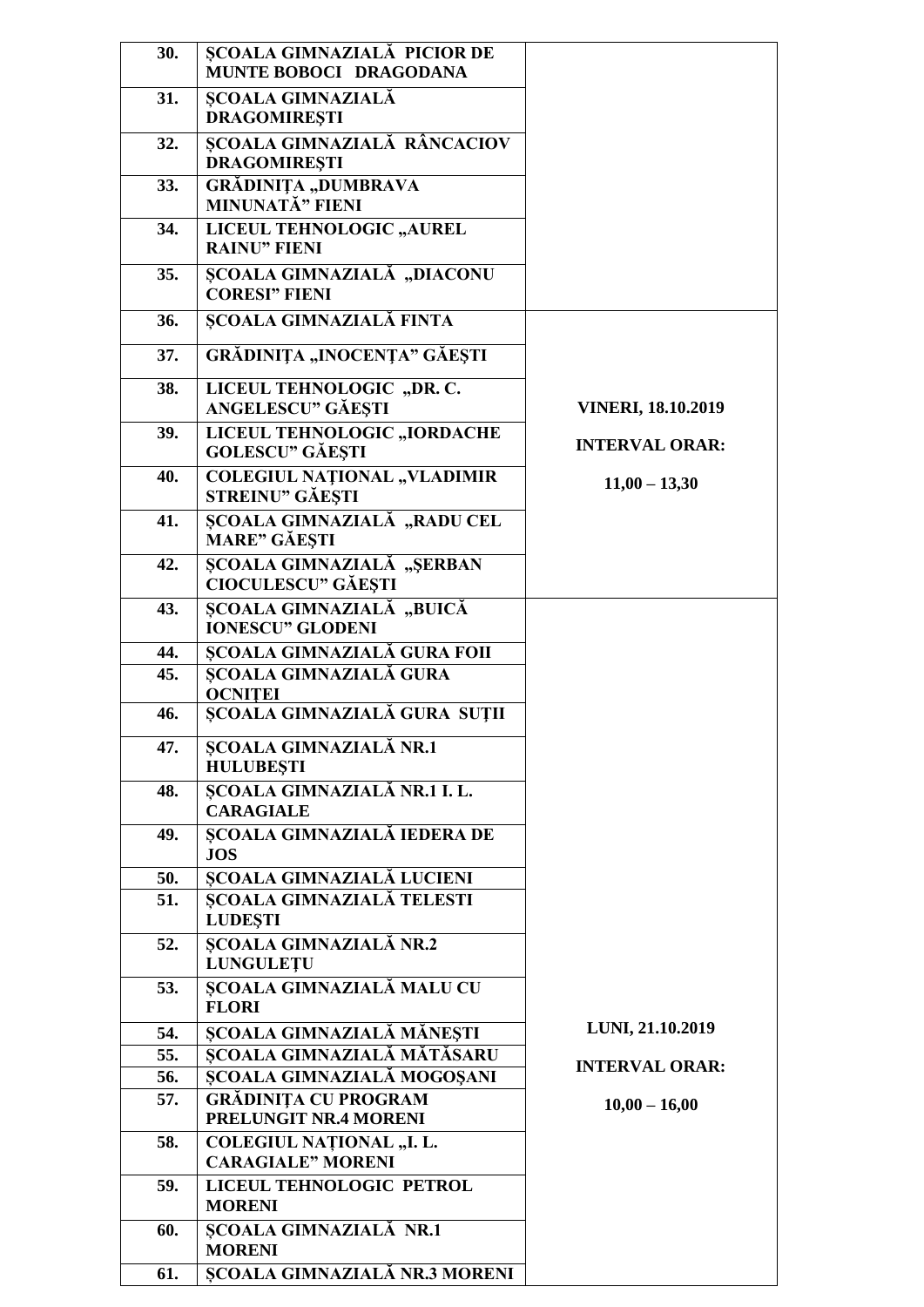| | | |
|---|---|---|
| 30. | ȘCOALA GIMNAZIALĂ PICIOR DE MUNTE BOBOCI DRAGODANA | |
| 31. | ȘCOALA GIMNAZIALĂ DRAGOMIREȘTI | |
| 32. | ȘCOALA GIMNAZIALĂ RÂNCACIOV DRAGOMIREȘTI | |
| 33. | GRĂDINIȚA „DUMBRAVA MINUNATĂ" FIENI | |
| 34. | LICEUL TEHNOLOGIC „AUREL RAINU" FIENI | |
| 35. | ȘCOALA GIMNAZIALĂ „DIACONU CORESI" FIENI | |
| 36. | ȘCOALA GIMNAZIALĂ FINTA | VINERI, 18.10.2019<br>INTERVAL ORAR:<br>11,00 – 13,30 |
| 37. | GRĂDINIȚA „INOCENȚA" GĂEȘTI | |
| 38. | LICEUL TEHNOLOGIC „DR. C. ANGELESCU" GĂEȘTI | |
| 39. | LICEUL TEHNOLOGIC „IORDACHE GOLESCU" GĂEȘTI | |
| 40. | COLEGIUL NAȚIONAL „VLADIMIR STREINU" GĂEȘTI | |
| 41. | ȘCOALA GIMNAZIALĂ „RADU CEL MARE" GĂEȘTI | |
| 42. | ȘCOALA GIMNAZIALĂ „ȘERBAN CIOCULESCU" GĂEȘTI | |
| 43. | ȘCOALA GIMNAZIALĂ „BUICĂ IONESCU" GLODENI | LUNI, 21.10.2019<br>INTERVAL ORAR:<br>10,00 – 16,00 |
| 44. | ȘCOALA GIMNAZIALĂ GURA FOII | |
| 45. | ȘCOALA GIMNAZIALĂ GURA OCNIȚEI | |
| 46. | ȘCOALA GIMNAZIALĂ GURA SUȚII | |
| 47. | ȘCOALA GIMNAZIALĂ NR.1 HULUBEȘTI | |
| 48. | ȘCOALA GIMNAZIALĂ NR.1 I. L. CARAGIALE | |
| 49. | ȘCOALA GIMNAZIALĂ IEDERA DE JOS | |
| 50. | ȘCOALA GIMNAZIALĂ LUCIENI | |
| 51. | ȘCOALA GIMNAZIALĂ TELESTI LUDEȘTI | |
| 52. | ȘCOALA GIMNAZIALĂ NR.2 LUNGULEȚU | |
| 53. | ȘCOALA GIMNAZIALĂ MALU CU FLORI | |
| 54. | ȘCOALA GIMNAZIALĂ MĂNEȘTI | |
| 55. | ȘCOALA GIMNAZIALĂ MĂTĂSARU | |
| 56. | ȘCOALA GIMNAZIALĂ MOGOȘANI | |
| 57. | GRĂDINIȚA CU PROGRAM PRELUNGIT NR.4 MORENI | |
| 58. | COLEGIUL NAȚIONAL „I. L. CARAGIALE" MORENI | |
| 59. | LICEUL TEHNOLOGIC PETROL MORENI | |
| 60. | ȘCOALA GIMNAZIALĂ NR.1 MORENI | |
| 61. | ȘCOALA GIMNAZIALĂ NR.3 MORENI | |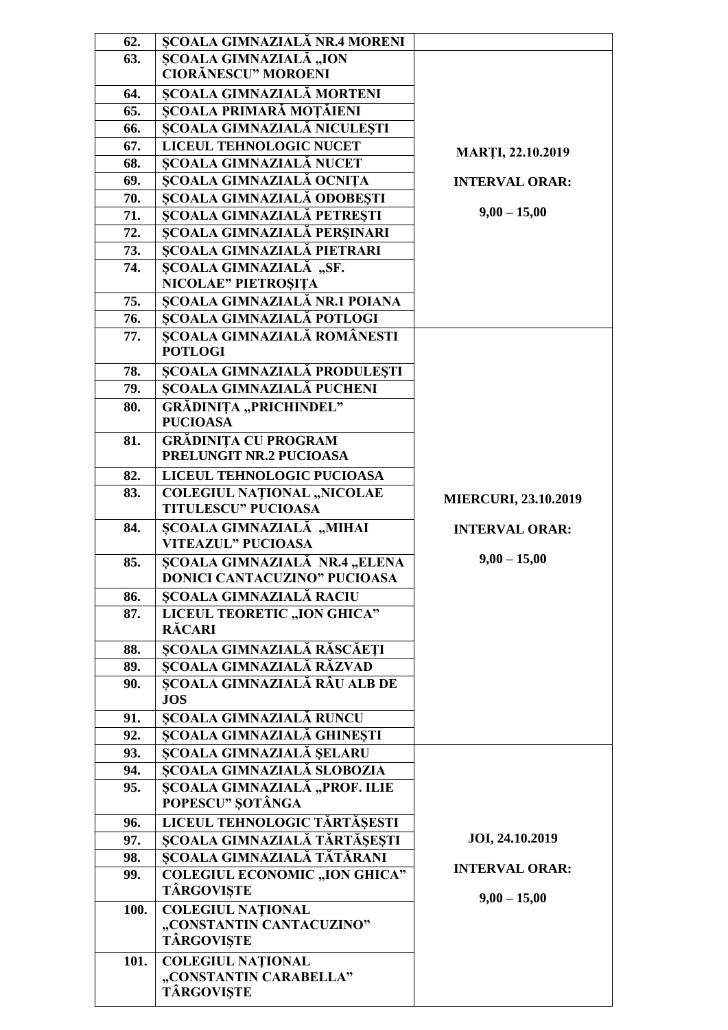| 62. | ȘCOALA GIMNAZIALĂ NR.4 MORENI | |
|---|---|---|
| 63. | ȘCOALA GIMNAZIALĂ „ION CIORĂNESCU" MOROENI | MARȚI, 22.10.2019 INTERVAL ORAR: 9,00 – 15,00 |
| 64. | ȘCOALA GIMNAZIALĂ MORTENI | |
| 65. | ȘCOALA PRIMARĂ MOȚĂIENI | |
| 66. | ȘCOALA GIMNAZIALĂ NICULEȘTI | |
| 67. | LICEUL TEHNOLOGIC NUCET | |
| 68. | ȘCOALA GIMNAZIALĂ NUCET | |
| 69. | ȘCOALA GIMNAZIALĂ OCNIȚA | |
| 70. | ȘCOALA GIMNAZIALĂ ODOBEȘTI | |
| 71. | ȘCOALA GIMNAZIALĂ PETREȘTI | |
| 72. | ȘCOALA GIMNAZIALĂ PERȘINARI | |
| 73. | ȘCOALA GIMNAZIALĂ PIETRARI | |
| 74. | ȘCOALA GIMNAZIALĂ „SF. NICOLAE" PIETROȘIȚA | |
| 75. | ȘCOALA GIMNAZIALĂ NR.1 POIANA | |
| 76. | ȘCOALA GIMNAZIALĂ POTLOGI | |
| 77. | ȘCOALA GIMNAZIALĂ ROMÂNESTI POTLOGI | MIERCURI, 23.10.2019 INTERVAL ORAR: 9,00 – 15,00 |
| 78. | ȘCOALA GIMNAZIALĂ PRODULEȘTI | |
| 79. | ȘCOALA GIMNAZIALĂ PUCHENI | |
| 80. | GRĂDINIȚA „PRICHINDEL" PUCIOASA | |
| 81. | GRĂDINIȚA CU PROGRAM PRELUNGIT NR.2 PUCIOASA | |
| 82. | LICEUL TEHNOLOGIC PUCIOASA | |
| 83. | COLEGIUL NAȚIONAL „NICOLAE TITULESCU" PUCIOASA | |
| 84. | ȘCOALA GIMNAZIALĂ „MIHAI VITEAZUL" PUCIOASA | |
| 85. | ȘCOALA GIMNAZIALĂ NR.4 „ELENA DONICI CANTACUZINO" PUCIOASA | |
| 86. | ȘCOALA GIMNAZIALĂ RACIU | |
| 87. | LICEUL TEORETIC „ION GHICA" RĂCARI | |
| 88. | ȘCOALA GIMNAZIALĂ RĂSCĂEȚI | |
| 89. | ȘCOALA GIMNAZIALĂ RĂZVAD | |
| 90. | ȘCOALA GIMNAZIALĂ RÂU ALB DE JOS | |
| 91. | ȘCOALA GIMNAZIALĂ RUNCU | |
| 92. | ȘCOALA GIMNAZIALĂ GHINEȘTI | |
| 93. | ȘCOALA GIMNAZIALĂ ȘELARU | JOI, 24.10.2019 INTERVAL ORAR: 9,00 – 15,00 |
| 94. | ȘCOALA GIMNAZIALĂ SLOBOZIA | |
| 95. | ȘCOALA GIMNAZIALĂ „PROF. ILIE POPESCU" ȘOTÂNGA | |
| 96. | LICEUL TEHNOLOGIC TĂRTĂȘESTI | |
| 97. | ȘCOALA GIMNAZIALĂ TĂRTĂȘEȘTI | |
| 98. | ȘCOALA GIMNAZIALĂ TĂTĂRANI | |
| 99. | COLEGIUL ECONOMIC „ION GHICA" TÂRGOVIȘTE | |
| 100. | COLEGIUL NAȚIONAL „CONSTANTIN CANTACUZINO" TÂRGOVIȘTE | |
| 101. | COLEGIUL NAȚIONAL „CONSTANTIN CARABELLA" TÂRGOVIȘTE | |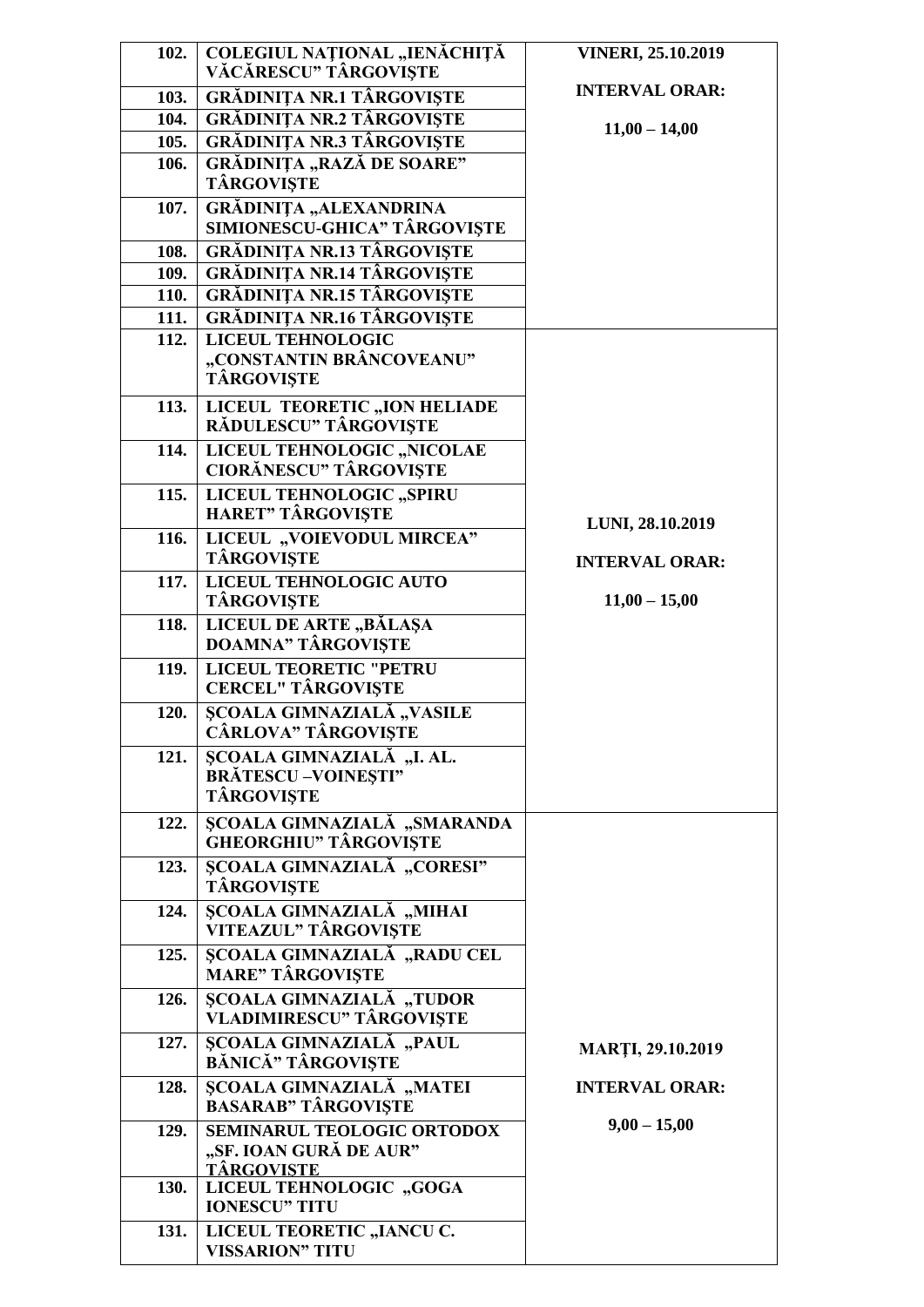| | | |
|---|---|---|
| **102.** | **COLEGIUL NAȚIONAL „IENĂCHIȚĂ VĂCĂRESCU” TÂRGOVIȘTE** | **VINERI, 25.10.2019** |
| **103.** | **GRĂDINIȚA NR.1 TÂRGOVIȘTE** | **INTERVAL ORAR:** |
| **104.** | **GRĂDINIȚA NR.2 TÂRGOVIȘTE** | **11,00 – 14,00** |
| **105.** | **GRĂDINIȚA NR.3 TÂRGOVIȘTE** | |
| **106.** | **GRĂDINIȚA „RAZĂ DE SOARE” TÂRGOVIȘTE** | |
| **107.** | **GRĂDINIȚA „ALEXANDRINA SIMIONESCU-GHICA” TÂRGOVIȘTE** | |
| **108.** | **GRĂDINIȚA NR.13 TÂRGOVIȘTE** | |
| **109.** | **GRĂDINIȚA NR.14 TÂRGOVIȘTE** | |
| **110.** | **GRĂDINIȚA NR.15 TÂRGOVIȘTE** | |
| **111.** | **GRĂDINIȚA NR.16 TÂRGOVIȘTE** | |
| **112.** | **LICEUL TEHNOLOGIC „CONSTANTIN BRÂNCOVEANU” TÂRGOVIȘTE** | **LUNI, 28.10.2019** |
| **113.** | **LICEUL TEORETIC „ION HELIADE RĂDULESCU” TÂRGOVIȘTE** | **INTERVAL ORAR:** |
| **114.** | **LICEUL TEHNOLOGIC „NICOLAE CIORĂNESCU” TÂRGOVIȘTE** | **11,00 – 15,00** |
| **115.** | **LICEUL TEHNOLOGIC „SPIRU HARET” TÂRGOVIȘTE** | |
| **116.** | **LICEUL „VOIEVODUL MIRCEA” TÂRGOVIȘTE** | |
| **117.** | **LICEUL TEHNOLOGIC AUTO TÂRGOVIȘTE** | |
| **118.** | **LICEUL DE ARTE „BĂLAȘA DOAMNA” TÂRGOVIȘTE** | |
| **119.** | **LICEUL TEORETIC "PETRU CERCEL" TÂRGOVIȘTE** | |
| **120.** | **ȘCOALA GIMNAZIALĂ „VASILE CÂRLOVA” TÂRGOVIȘTE** | |
| **121.** | **ȘCOALA GIMNAZIALĂ „I. AL. BRĂTESCU –VOINEȘTI” TÂRGOVIȘTE** | |
| **122.** | **ȘCOALA GIMNAZIALĂ „SMARANDA GHEORGHIU” TÂRGOVIȘTE** | **MARȚI, 29.10.2019** |
| **123.** | **ȘCOALA GIMNAZIALĂ „CORESI” TÂRGOVIȘTE** | **INTERVAL ORAR:** |
| **124.** | **ȘCOALA GIMNAZIALĂ „MIHAI VITEAZUL” TÂRGOVIȘTE** | **9,00 – 15,00** |
| **125.** | **ȘCOALA GIMNAZIALĂ „RADU CEL MARE” TÂRGOVIȘTE** | |
| **126.** | **ȘCOALA GIMNAZIALĂ „TUDOR VLADIMIRESCU” TÂRGOVIȘTE** | |
| **127.** | **ȘCOALA GIMNAZIALĂ „PAUL BĂNICĂ” TÂRGOVIȘTE** | |
| **128.** | **ȘCOALA GIMNAZIALĂ „MATEI BASARAB” TÂRGOVIȘTE** | |
| **129.** | **SEMINARUL TEOLOGIC ORTODOX „SF. IOAN GURĂ DE AUR” TÂRGOVIȘTE** | |
| **130.** | **LICEUL TEHNOLOGIC „GOGA IONESCU” TITU** | |
| **131.** | **LICEUL TEORETIC „IANCU C. VISSARION” TITU** | |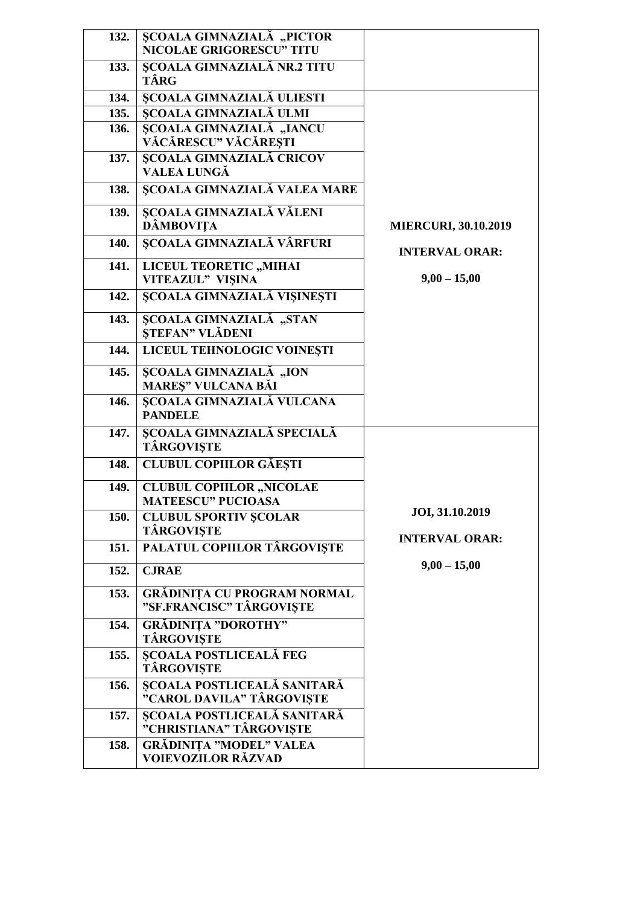| | | |
|---|---|---|
| **132.** | **ȘCOALA GIMNAZIALĂ „PICTOR NICOLAE GRIGORESCU" TITU** | |
| **133.** | **ȘCOALA GIMNAZIALĂ NR.2 TITU TÂRG** | |
| **134.** | **ȘCOALA GIMNAZIALĂ ULIESTI** | **MIERCURI, 30.10.2019** **INTERVAL ORAR:** **9,00 – 15,00** |
| **135.** | **ȘCOALA GIMNAZIALĂ ULMI** | |
| **136.** | **ȘCOALA GIMNAZIALĂ „IANCU VĂCĂRESCU" VĂCĂREȘTI** | |
| **137.** | **ȘCOALA GIMNAZIALĂ CRICOV VALEA LUNGĂ** | |
| **138.** | **ȘCOALA GIMNAZIALĂ VALEA MARE** | |
| **139.** | **ȘCOALA GIMNAZIALĂ VĂLENI DÂMBOVIȚA** | |
| **140.** | **ȘCOALA GIMNAZIALĂ VÂRFURI** | |
| **141.** | **LICEUL TEORETIC „MIHAI VITEAZUL" VIȘINA** | |
| **142.** | **ȘCOALA GIMNAZIALĂ VIȘINEȘTI** | |
| **143.** | **ȘCOALA GIMNAZIALĂ „STAN ȘTEFAN" VLĂDENI** | |
| **144.** | **LICEUL TEHNOLOGIC VOINEȘTI** | |
| **145.** | **ȘCOALA GIMNAZIALĂ „ION MAREȘ" VULCANA BĂI** | |
| **146.** | **ȘCOALA GIMNAZIALĂ VULCANA PANDELE** | |
| **147.** | **ȘCOALA GIMNAZIALĂ SPECIALĂ TÂRGOVIȘTE** | **JOI, 31.10.2019** **INTERVAL ORAR:** **9,00 – 15,00** |
| **148.** | **CLUBUL COPIILOR GĂEȘTI** | |
| **149.** | **CLUBUL COPIILOR „NICOLAE MATEESCU" PUCIOASA** | |
| **150.** | **CLUBUL SPORTIV ȘCOLAR TÂRGOVIȘTE** | |
| **151.** | **PALATUL COPIILOR TÂRGOVIȘTE** | |
| **152.** | **CJRAE** | |
| **153.** | **GRĂDINIȚA CU PROGRAM NORMAL "SF.FRANCISC" TÂRGOVIȘTE** | |
| **154.** | **GRĂDINIȚA "DOROTHY" TÂRGOVIȘTE** | |
| **155.** | **ȘCOALA POSTLICEALĂ FEG TÂRGOVIȘTE** | |
| **156.** | **ȘCOALA POSTLICEALĂ SANITARĂ "CAROL DAVILA" TÂRGOVIȘTE** | |
| **157.** | **ȘCOALA POSTLICEALĂ SANITARĂ "CHRISTIANA" TÂRGOVIȘTE** | |
| **158.** | **GRĂDINIȚA "MODEL" VALEA VOIEVOZILOR RĂZVAD** | |